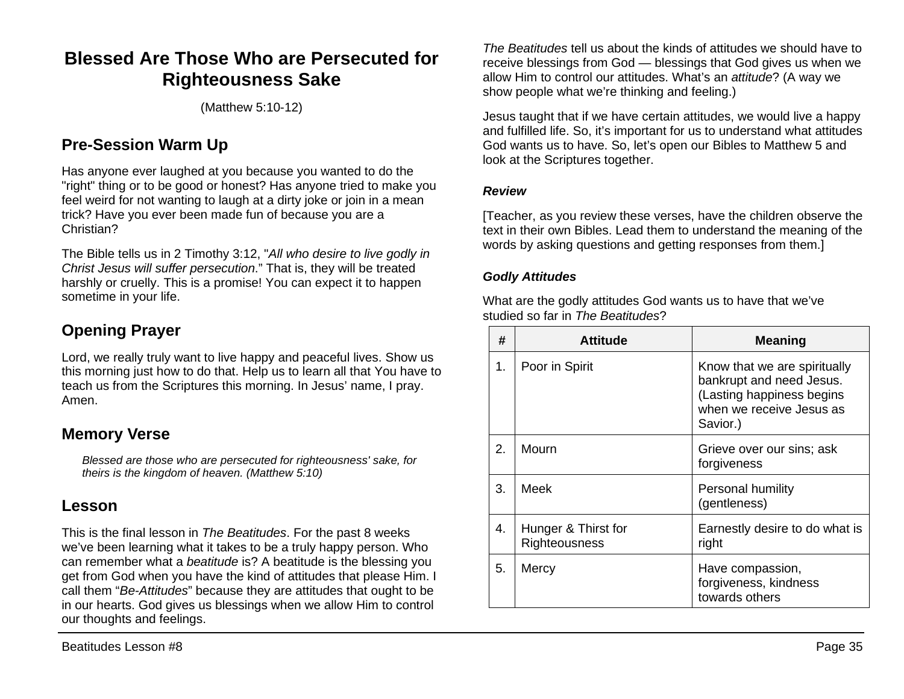# Blessed Are Those Who are Persecuted for Righteousness Sake

(Matthew 5:10-12)

## Pre-Session Warm Up

Has anyone ever laughed at you because you wanted to do the "right" thing or to be good or honest? Has anyone tried to make you feel weird for not wanting to laugh at a dirty joke or join in a mean trick? Have you ever been made fun of because you are a Christian?

The Bible tells us in 2 Timothy 3:12, "*All who desire to live godly in Christ Jesus will suffer persecution*." That is, they will be treated harshly or cruelly. This is a promise! You can expect it to happen sometime in your life.

## Opening Prayer

Lord, we really truly want to live happy and peaceful lives. Show us this morning just how to do that. Help us to learn all that You have to teach us from the Scriptures this morning. In Jesus' name, I pray. Amen.

## Memory Verse

> *Blessed are those who are persecuted for righteousness' sake, for theirs is the kingdom of heaven. (Matthew 5:10)*

## Lesson

This is the final lesson in *The Beatitudes*. For the past 8 weeks we've been learning what it takes to be a truly happy person. Who can remember what a *beatitude* is? A beatitude is the blessing you get from God when you have the kind of attitudes that please Him. I call them "*Be-Attitudes*" because they are attitudes that ought to be in our hearts. God gives us blessings when we allow Him to control our thoughts and feelings.

*The Beatitudes* tell us about the kinds of attitudes we should have to receive blessings from God — blessings that God gives us when we allow Him to control our attitudes. What's an *attitude*? (A way we show people what we're thinking and feeling.)

Jesus taught that if we have certain attitudes, we would live a happy and fulfilled life. So, it's important for us to understand what attitudes God wants us to have. So, let's open our Bibles to Matthew 5 and look at the Scriptures together.

### *Review*

[Teacher, as you review these verses, have the children observe the text in their own Bibles. Lead them to understand the meaning of the words by asking questions and getting responses from them.]

### *Godly Attitudes*

What are the godly attitudes God wants us to have that we've studied so far in *The Beatitudes*?

| # | Attitude | Meaning |
|---|---|---|
| 1. | Poor in Spirit | Know that we are spiritually bankrupt and need Jesus. (Lasting happiness begins when we receive Jesus as Savior.) |
| 2. | Mourn | Grieve over our sins; ask forgiveness |
| 3. | Meek | Personal humility (gentleness) |
| 4. | Hunger & Thirst for Righteousness | Earnestly desire to do what is right |
| 5. | Mercy | Have compassion, forgiveness, kindness towards others |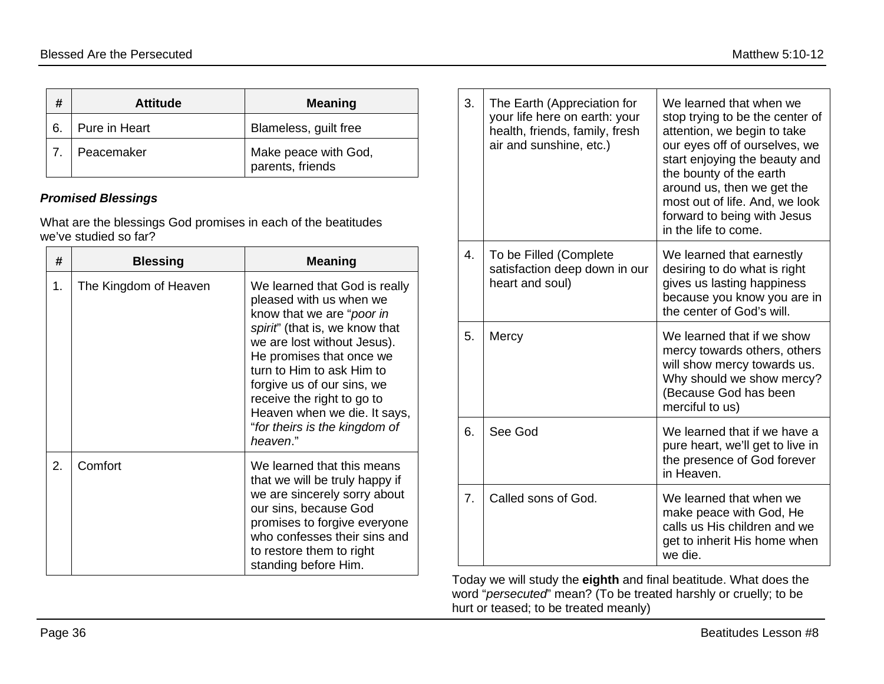| # | Attitude | Meaning |
|---|---|---|
| 6. | Pure in Heart | Blameless, guilt free |
| 7. | Peacemaker | Make peace with God, parents, friends |

***Promised Blessings***

What are the blessings God promises in each of the beatitudes we've studied so far?

| # | Blessing | Meaning |
|---|---|---|
| 1. | The Kingdom of Heaven | We learned that God is really pleased with us when we know that we are "*poor in spirit*" (that is, we know that we are lost without Jesus). He promises that once we turn to Him to ask Him to forgive us of our sins, we receive the right to go to Heaven when we die. It says, "*for theirs is the kingdom of heaven*." |
| 2. | Comfort | We learned that this means that we will be truly happy if we are sincerely sorry about our sins, because God promises to forgive everyone who confesses their sins and to restore them to right standing before Him. |
| 3. | The Earth (Appreciation for your life here on earth: your health, friends, family, fresh air and sunshine, etc.) | We learned that when we stop trying to be the center of attention, we begin to take our eyes off of ourselves, we start enjoying the beauty and the bounty of the earth around us, then we get the most out of life. And, we look forward to being with Jesus in the life to come. |
| 4. | To be Filled (Complete satisfaction deep down in our heart and soul) | We learned that earnestly desiring to do what is right gives us lasting happiness because you know you are in the center of God's will. |
| 5. | Mercy | We learned that if we show mercy towards others, others will show mercy towards us. Why should we show mercy? (Because God has been merciful to us) |
| 6. | See God | We learned that if we have a pure heart, we'll get to live in the presence of God forever in Heaven. |
| 7. | Called sons of God. | We learned that when we make peace with God, He calls us His children and we get to inherit His home when we die. |

Today we will study the **eighth** and final beatitude. What does the word "*persecuted*" mean? (To be treated harshly or cruelly; to be hurt or teased; to be treated meanly)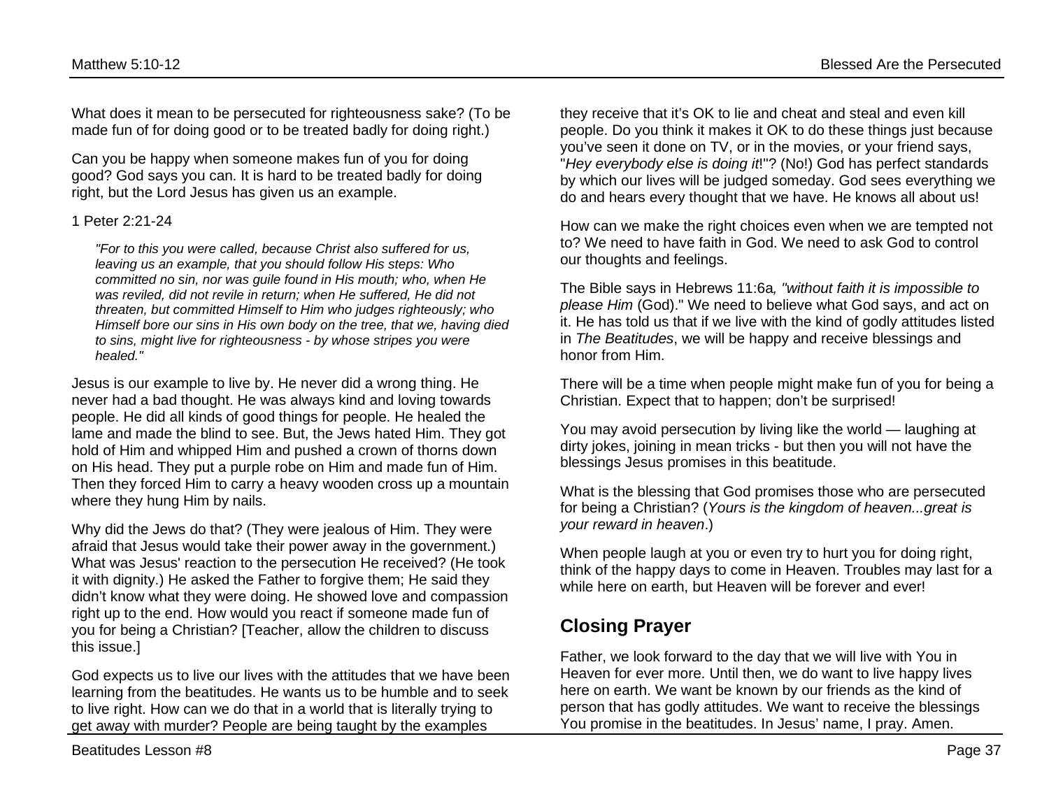What does it mean to be persecuted for righteousness sake? (To be made fun of for doing good or to be treated badly for doing right.)

Can you be happy when someone makes fun of you for doing good? God says you can. It is hard to be treated badly for doing right, but the Lord Jesus has given us an example.

1 Peter 2:21-24

> *"For to this you were called, because Christ also suffered for us, leaving us an example, that you should follow His steps: Who committed no sin, nor was guile found in His mouth; who, when He was reviled, did not revile in return; when He suffered, He did not threaten, but committed Himself to Him who judges righteously; who Himself bore our sins in His own body on the tree, that we, having died to sins, might live for righteousness - by whose stripes you were healed."*

Jesus is our example to live by. He never did a wrong thing. He never had a bad thought. He was always kind and loving towards people. He did all kinds of good things for people. He healed the lame and made the blind to see. But, the Jews hated Him. They got hold of Him and whipped Him and pushed a crown of thorns down on His head. They put a purple robe on Him and made fun of Him. Then they forced Him to carry a heavy wooden cross up a mountain where they hung Him by nails.

Why did the Jews do that? (They were jealous of Him. They were afraid that Jesus would take their power away in the government.) What was Jesus' reaction to the persecution He received? (He took it with dignity.) He asked the Father to forgive them; He said they didn't know what they were doing. He showed love and compassion right up to the end. How would you react if someone made fun of you for being a Christian? [Teacher, allow the children to discuss this issue.]

God expects us to live our lives with the attitudes that we have been learning from the beatitudes. He wants us to be humble and to seek to live right. How can we do that in a world that is literally trying to get away with murder? People are being taught by the examples they receive that it's OK to lie and cheat and steal and even kill people. Do you think it makes it OK to do these things just because you've seen it done on TV, or in the movies, or your friend says, "*Hey everybody else is doing it*!"? (No!) God has perfect standards by which our lives will be judged someday. God sees everything we do and hears every thought that we have. He knows all about us!

How can we make the right choices even when we are tempted not to? We need to have faith in God. We need to ask God to control our thoughts and feelings.

The Bible says in Hebrews 11:6a*, "without faith it is impossible to please Him* (God)." We need to believe what God says, and act on it. He has told us that if we live with the kind of godly attitudes listed in *The Beatitudes*, we will be happy and receive blessings and honor from Him.

There will be a time when people might make fun of you for being a Christian. Expect that to happen; don't be surprised!

You may avoid persecution by living like the world — laughing at dirty jokes, joining in mean tricks - but then you will not have the blessings Jesus promises in this beatitude.

What is the blessing that God promises those who are persecuted for being a Christian? (*Yours is the kingdom of heaven...great is your reward in heaven*.)

When people laugh at you or even try to hurt you for doing right, think of the happy days to come in Heaven. Troubles may last for a while here on earth, but Heaven will be forever and ever!

## Closing Prayer

Father, we look forward to the day that we will live with You in Heaven for ever more. Until then, we do want to live happy lives here on earth. We want be known by our friends as the kind of person that has godly attitudes. We want to receive the blessings You promise in the beatitudes. In Jesus' name, I pray. Amen.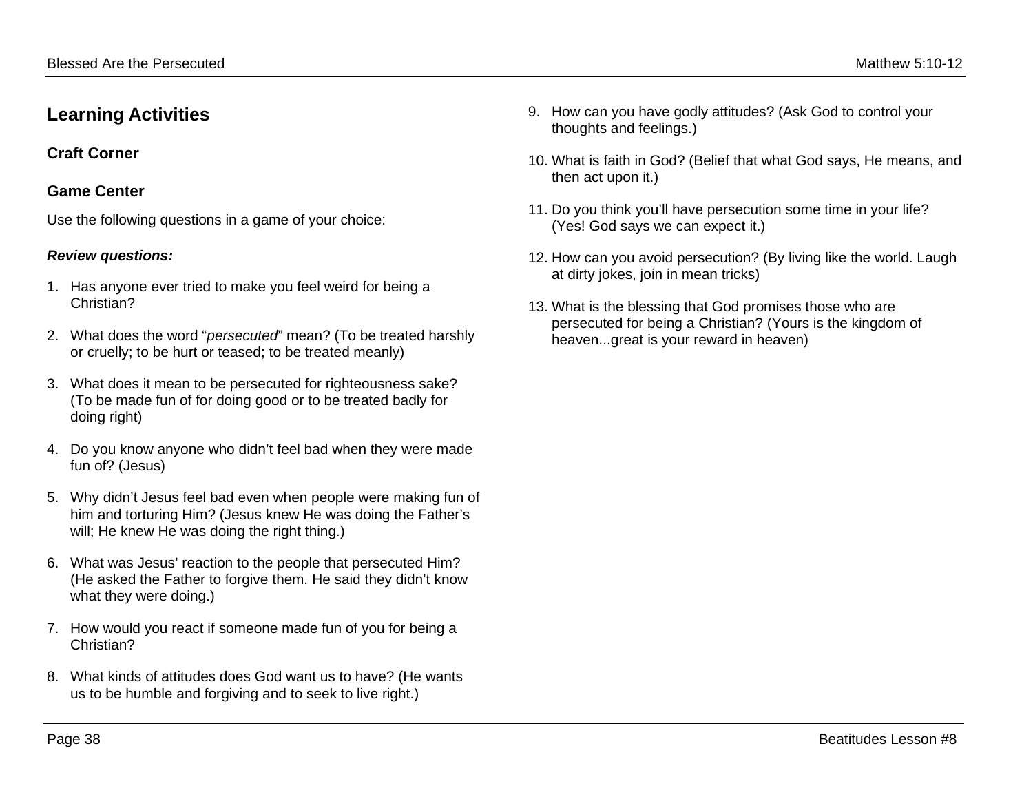## Learning Activities

### Craft Corner

### Game Center

Use the following questions in a game of your choice:

***Review questions:***

1. Has anyone ever tried to make you feel weird for being a Christian?

2. What does the word "*persecuted*" mean? (To be treated harshly or cruelly; to be hurt or teased; to be treated meanly)

3. What does it mean to be persecuted for righteousness sake? (To be made fun of for doing good or to be treated badly for doing right)

4. Do you know anyone who didn't feel bad when they were made fun of? (Jesus)

5. Why didn't Jesus feel bad even when people were making fun of him and torturing Him? (Jesus knew He was doing the Father's will; He knew He was doing the right thing.)

6. What was Jesus' reaction to the people that persecuted Him? (He asked the Father to forgive them. He said they didn't know what they were doing.)

7. How would you react if someone made fun of you for being a Christian?

8. What kinds of attitudes does God want us to have? (He wants us to be humble and forgiving and to seek to live right.)

9. How can you have godly attitudes? (Ask God to control your thoughts and feelings.)

10. What is faith in God? (Belief that what God says, He means, and then act upon it.)

11. Do you think you'll have persecution some time in your life? (Yes! God says we can expect it.)

12. How can you avoid persecution? (By living like the world. Laugh at dirty jokes, join in mean tricks)

13. What is the blessing that God promises those who are persecuted for being a Christian? (Yours is the kingdom of heaven...great is your reward in heaven)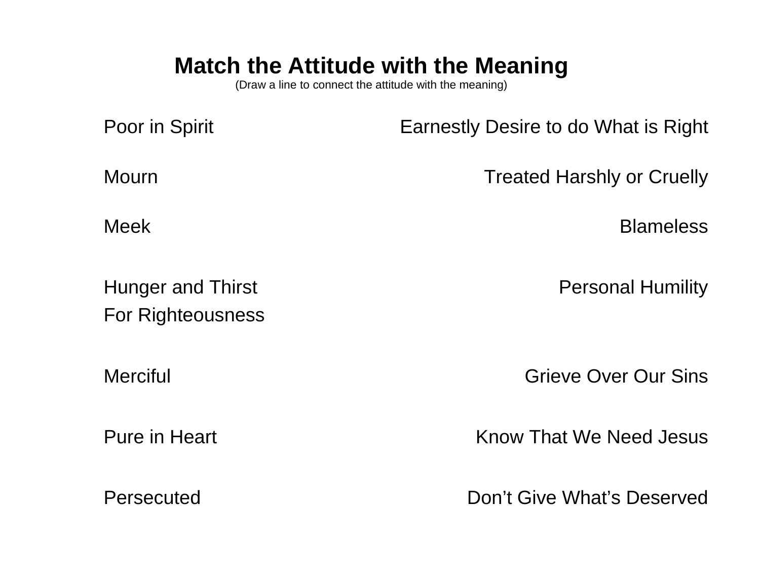# Match the Attitude with the Meaning

(Draw a line to connect the attitude with the meaning)

| | |
|---|---|
| Poor in Spirit | Earnestly Desire to do What is Right |
| Mourn | Treated Harshly or Cruelly |
| Meek | Blameless |
| Hunger and Thirst For Righteousness | Personal Humility |
| Merciful | Grieve Over Our Sins |
| Pure in Heart | Know That We Need Jesus |
| Persecuted | Don’t Give What’s Deserved |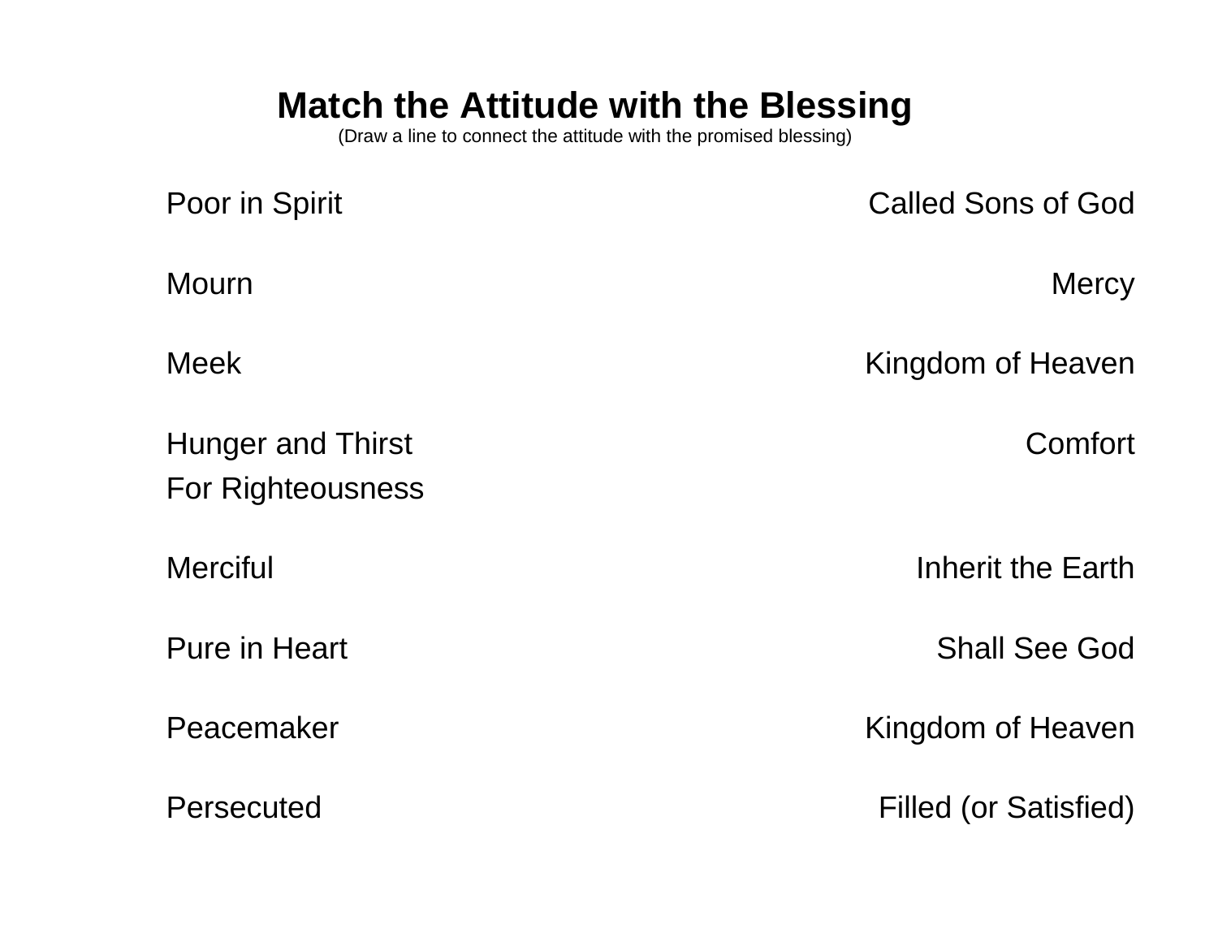## Match the Attitude with the Blessing

(Draw a line to connect the attitude with the promised blessing)

| | |
|---|---|
| Poor in Spirit | Called Sons of God |
| Mourn | Mercy |
| Meek | Kingdom of Heaven |
| Hunger and Thirst For Righteousness | Comfort |
| Merciful | Inherit the Earth |
| Pure in Heart | Shall See God |
| Peacemaker | Kingdom of Heaven |
| Persecuted | Filled (or Satisfied) |